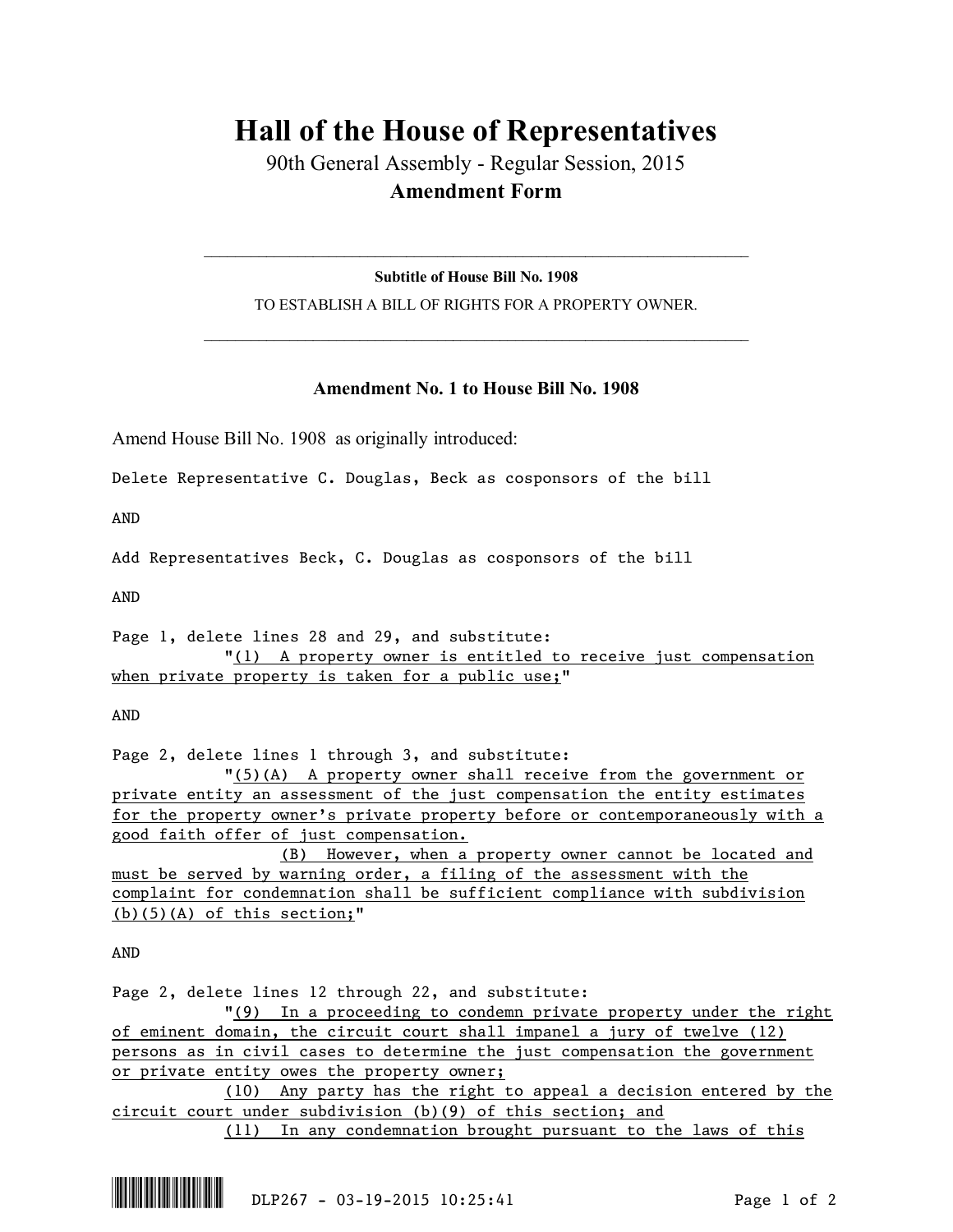# Hall of the House of Representatives

90th General Assembly - Regular Session, 2015

**Amendment Form**

---

**Subtitle of House Bill No. 1908**

TO ESTABLISH A BILL OF RIGHTS FOR A PROPERTY OWNER.

---

## Amendment No. 1 to House Bill No. 1908

Amend House Bill No. 1908 as originally introduced:

Delete Representative C. Douglas, Beck as cosponsors of the bill

AND

Add Representatives Beck, C. Douglas as cosponsors of the bill

AND

Page 1, delete lines 28 and 29, and substitute:

"(1) A property owner is entitled to receive just compensation when private property is taken for a public use;"

AND

Page 2, delete lines 1 through 3, and substitute:

"(5)(A) A property owner shall receive from the government or private entity an assessment of the just compensation the entity estimates for the property owner's private property before or contemporaneously with a good faith offer of just compensation.

(B) However, when a property owner cannot be located and must be served by warning order, a filing of the assessment with the complaint for condemnation shall be sufficient compliance with subdivision (b)(5)(A) of this section;"

AND

Page 2, delete lines 12 through 22, and substitute:

"(9) In a proceeding to condemn private property under the right of eminent domain, the circuit court shall impanel a jury of twelve (12) persons as in civil cases to determine the just compensation the government or private entity owes the property owner;

(10) Any party has the right to appeal a decision entered by the circuit court under subdivision (b)(9) of this section; and

(11) In any condemnation brought pursuant to the laws of this

DLP267 - 03-19-2015 10:25:41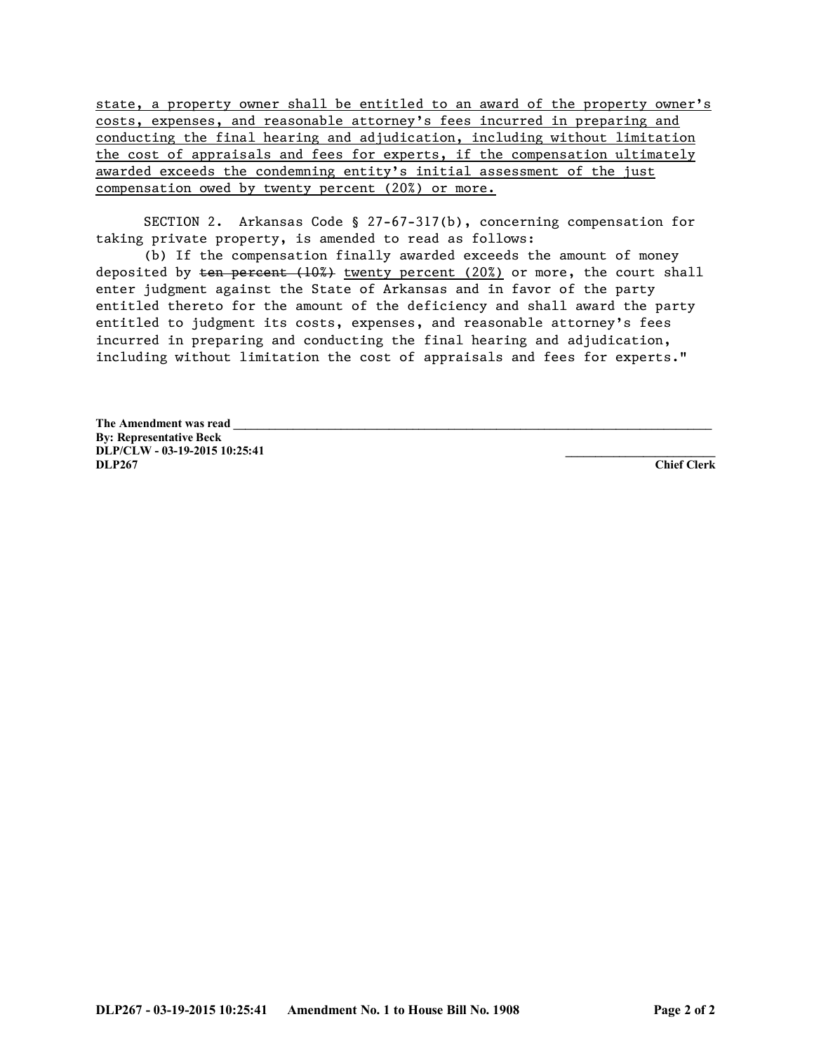<u>state, a property owner shall be entitled to an award of the property owner's costs, expenses, and reasonable attorney's fees incurred in preparing and conducting the final hearing and adjudication, including without limitation the cost of appraisals and fees for experts, if the compensation ultimately awarded exceeds the condemning entity's initial assessment of the just compensation owed by twenty percent (20%) or more.</u>

SECTION 2. Arkansas Code § 27-67-317(b), concerning compensation for taking private property, is amended to read as follows:

(b) If the compensation finally awarded exceeds the amount of money deposited by ~~ten percent (10%)~~ <u>twenty percent (20%)</u> or more, the court shall enter judgment against the State of Arkansas and in favor of the party entitled thereto for the amount of the deficiency and shall award the party entitled to judgment its costs, expenses, and reasonable attorney's fees incurred in preparing and conducting the final hearing and adjudication, including without limitation the cost of appraisals and fees for experts."

**The Amendment was read** ______________________________

**By: Representative Beck**

**DLP/CLW - 03-19-2015 10:25:41**

**DLP267**

______________________

**Chief Clerk**